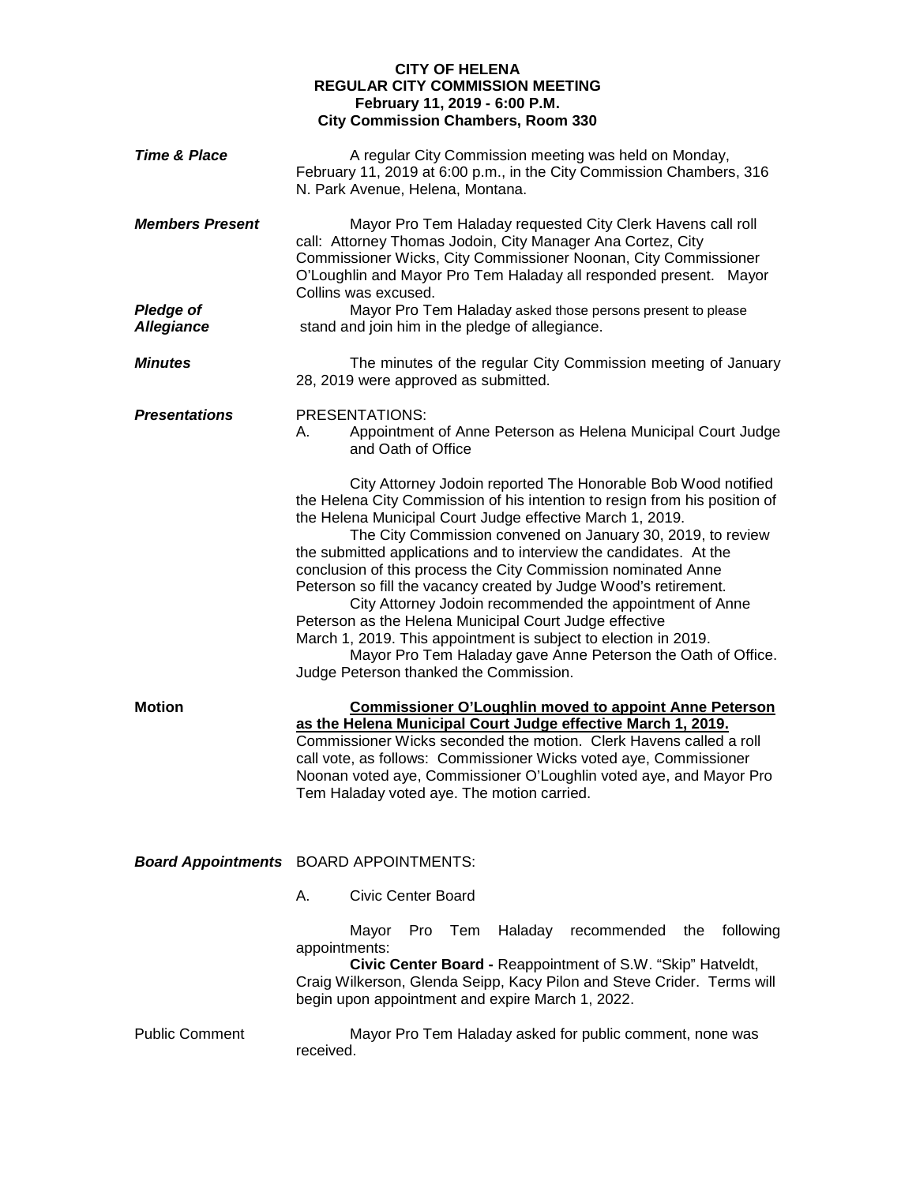**CITY OF HELENA**
**REGULAR CITY COMMISSION MEETING**
**February 11, 2019 - 6:00 P.M.**
**City Commission Chambers, Room 330**

***Time & Place***

A regular City Commission meeting was held on Monday, February 11, 2019 at 6:00 p.m., in the City Commission Chambers, 316 N. Park Avenue, Helena, Montana.

***Members Present***

Mayor Pro Tem Haladay requested City Clerk Havens call roll call: Attorney Thomas Jodoin, City Manager Ana Cortez, City Commissioner Wicks, City Commissioner Noonan, City Commissioner O'Loughlin and Mayor Pro Tem Haladay all responded present. Mayor Collins was excused.

***Pledge of Allegiance***

Mayor Pro Tem Haladay asked those persons present to please stand and join him in the pledge of allegiance.

***Minutes***

The minutes of the regular City Commission meeting of January 28, 2019 were approved as submitted.

***Presentations***

PRESENTATIONS:

A. Appointment of Anne Peterson as Helena Municipal Court Judge and Oath of Office

City Attorney Jodoin reported The Honorable Bob Wood notified the Helena City Commission of his intention to resign from his position of the Helena Municipal Court Judge effective March 1, 2019.

The City Commission convened on January 30, 2019, to review the submitted applications and to interview the candidates. At the conclusion of this process the City Commission nominated Anne Peterson so fill the vacancy created by Judge Wood's retirement.

City Attorney Jodoin recommended the appointment of Anne Peterson as the Helena Municipal Court Judge effective March 1, 2019. This appointment is subject to election in 2019.

Mayor Pro Tem Haladay gave Anne Peterson the Oath of Office. Judge Peterson thanked the Commission.

**Motion**

**<u>Commissioner O'Loughlin moved to appoint Anne Peterson as the Helena Municipal Court Judge effective March 1, 2019.</u>** Commissioner Wicks seconded the motion. Clerk Havens called a roll call vote, as follows: Commissioner Wicks voted aye, Commissioner Noonan voted aye, Commissioner O'Loughlin voted aye, and Mayor Pro Tem Haladay voted aye. The motion carried.

***Board Appointments***

BOARD APPOINTMENTS:

A. Civic Center Board

Mayor Pro Tem Haladay recommended the following appointments:

**Civic Center Board -** Reappointment of S.W. "Skip" Hatveldt, Craig Wilkerson, Glenda Seipp, Kacy Pilon and Steve Crider. Terms will begin upon appointment and expire March 1, 2022.

Public Comment

Mayor Pro Tem Haladay asked for public comment, none was received.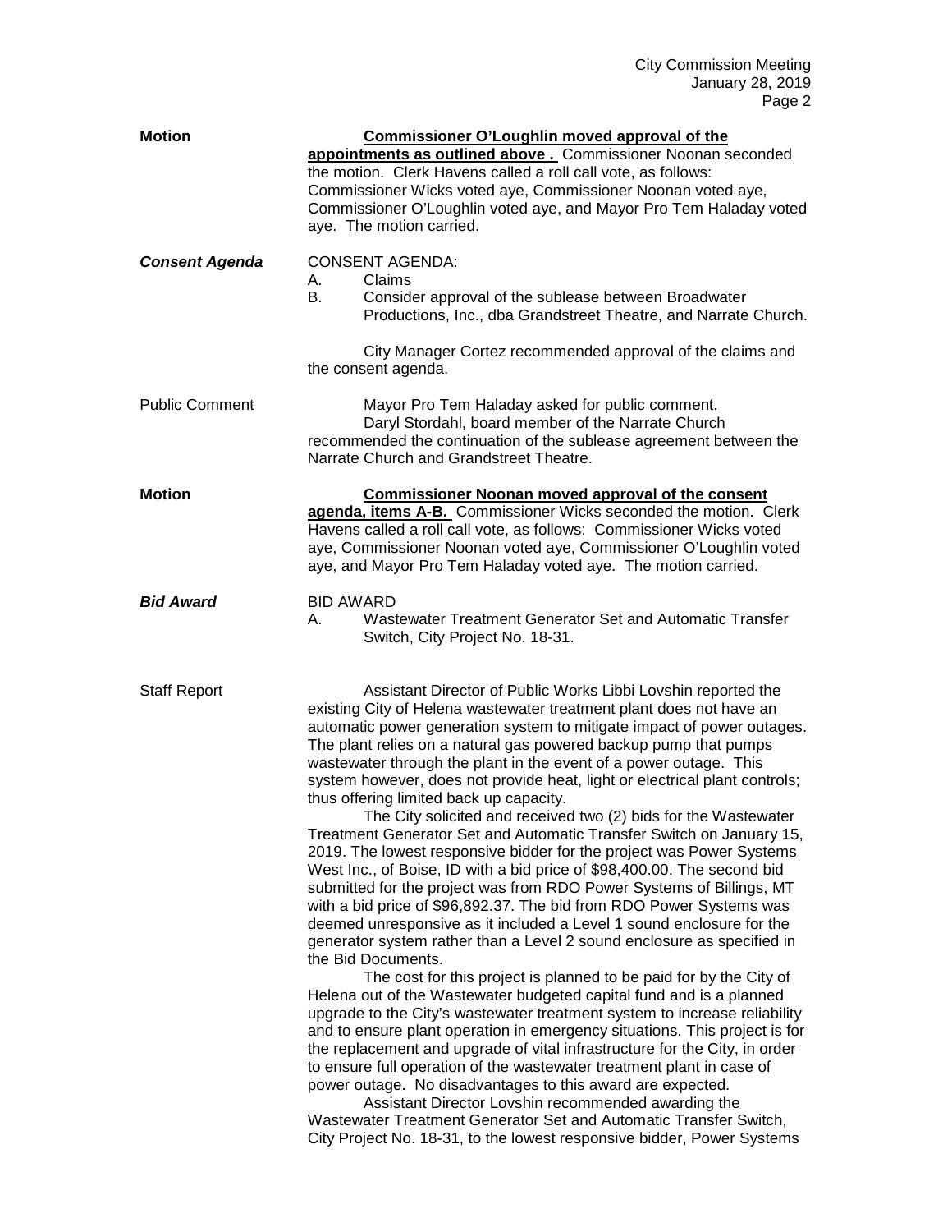**Motion** **Commissioner O'Loughlin moved approval of the appointments as outlined above .** Commissioner Noonan seconded the motion. Clerk Havens called a roll call vote, as follows: Commissioner Wicks voted aye, Commissioner Noonan voted aye, Commissioner O'Loughlin voted aye, and Mayor Pro Tem Haladay voted aye. The motion carried.

***Consent Agenda*** CONSENT AGENDA:

A. Claims
B. Consider approval of the sublease between Broadwater Productions, Inc., dba Grandstreet Theatre, and Narrate Church.

City Manager Cortez recommended approval of the claims and the consent agenda.

Public Comment Mayor Pro Tem Haladay asked for public comment.

Daryl Stordahl, board member of the Narrate Church recommended the continuation of the sublease agreement between the Narrate Church and Grandstreet Theatre.

**Motion** **Commissioner Noonan moved approval of the consent agenda, items A-B.** Commissioner Wicks seconded the motion. Clerk Havens called a roll call vote, as follows: Commissioner Wicks voted aye, Commissioner Noonan voted aye, Commissioner O'Loughlin voted aye, and Mayor Pro Tem Haladay voted aye. The motion carried.

***Bid Award*** BID AWARD

A. Wastewater Treatment Generator Set and Automatic Transfer Switch, City Project No. 18-31.

Staff Report Assistant Director of Public Works Libbi Lovshin reported the existing City of Helena wastewater treatment plant does not have an automatic power generation system to mitigate impact of power outages. The plant relies on a natural gas powered backup pump that pumps wastewater through the plant in the event of a power outage. This system however, does not provide heat, light or electrical plant controls; thus offering limited back up capacity.

The City solicited and received two (2) bids for the Wastewater Treatment Generator Set and Automatic Transfer Switch on January 15, 2019. The lowest responsive bidder for the project was Power Systems West Inc., of Boise, ID with a bid price of $98,400.00. The second bid submitted for the project was from RDO Power Systems of Billings, MT with a bid price of $96,892.37. The bid from RDO Power Systems was deemed unresponsive as it included a Level 1 sound enclosure for the generator system rather than a Level 2 sound enclosure as specified in the Bid Documents.

The cost for this project is planned to be paid for by the City of Helena out of the Wastewater budgeted capital fund and is a planned upgrade to the City's wastewater treatment system to increase reliability and to ensure plant operation in emergency situations. This project is for the replacement and upgrade of vital infrastructure for the City, in order to ensure full operation of the wastewater treatment plant in case of power outage. No disadvantages to this award are expected.

Assistant Director Lovshin recommended awarding the Wastewater Treatment Generator Set and Automatic Transfer Switch, City Project No. 18-31, to the lowest responsive bidder, Power Systems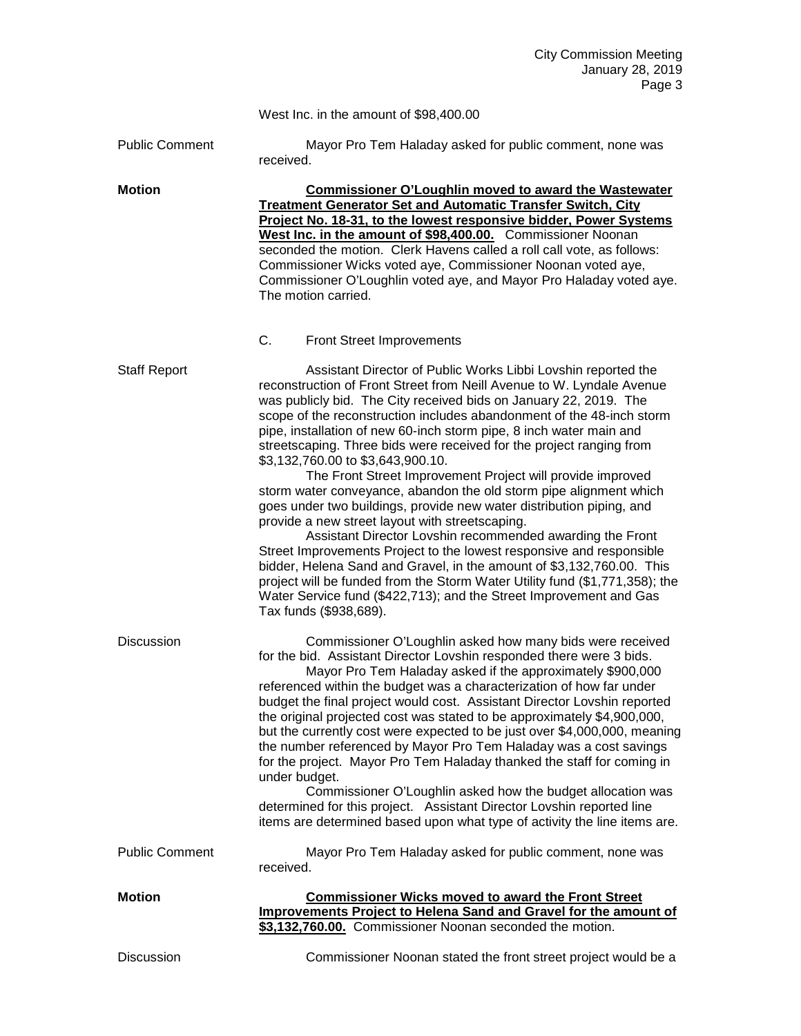West Inc. in the amount of $98,400.00

Public Comment — Mayor Pro Tem Haladay asked for public comment, none was received.

**Motion** — **Commissioner O'Loughlin moved to award the Wastewater Treatment Generator Set and Automatic Transfer Switch, City Project No. 18-31, to the lowest responsive bidder, Power Systems West Inc. in the amount of $98,400.00.** Commissioner Noonan seconded the motion. Clerk Havens called a roll call vote, as follows: Commissioner Wicks voted aye, Commissioner Noonan voted aye, Commissioner O'Loughlin voted aye, and Mayor Pro Haladay voted aye. The motion carried.

C. Front Street Improvements

Staff Report — Assistant Director of Public Works Libbi Lovshin reported the reconstruction of Front Street from Neill Avenue to W. Lyndale Avenue was publicly bid. The City received bids on January 22, 2019. The scope of the reconstruction includes abandonment of the 48-inch storm pipe, installation of new 60-inch storm pipe, 8 inch water main and streetscaping. Three bids were received for the project ranging from $3,132,760.00 to $3,643,900.10.

The Front Street Improvement Project will provide improved storm water conveyance, abandon the old storm pipe alignment which goes under two buildings, provide new water distribution piping, and provide a new street layout with streetscaping.

Assistant Director Lovshin recommended awarding the Front Street Improvements Project to the lowest responsive and responsible bidder, Helena Sand and Gravel, in the amount of $3,132,760.00. This project will be funded from the Storm Water Utility fund ($1,771,358); the Water Service fund ($422,713); and the Street Improvement and Gas Tax funds ($938,689).

Discussion — Commissioner O'Loughlin asked how many bids were received for the bid. Assistant Director Lovshin responded there were 3 bids.

Mayor Pro Tem Haladay asked if the approximately $900,000 referenced within the budget was a characterization of how far under budget the final project would cost. Assistant Director Lovshin reported the original projected cost was stated to be approximately $4,900,000, but the currently cost were expected to be just over $4,000,000, meaning the number referenced by Mayor Pro Tem Haladay was a cost savings for the project. Mayor Pro Tem Haladay thanked the staff for coming in under budget.

Commissioner O'Loughlin asked how the budget allocation was determined for this project. Assistant Director Lovshin reported line items are determined based upon what type of activity the line items are.

Public Comment — Mayor Pro Tem Haladay asked for public comment, none was received.

**Motion** — **Commissioner Wicks moved to award the Front Street Improvements Project to Helena Sand and Gravel for the amount of $3,132,760.00.** Commissioner Noonan seconded the motion.

Discussion — Commissioner Noonan stated the front street project would be a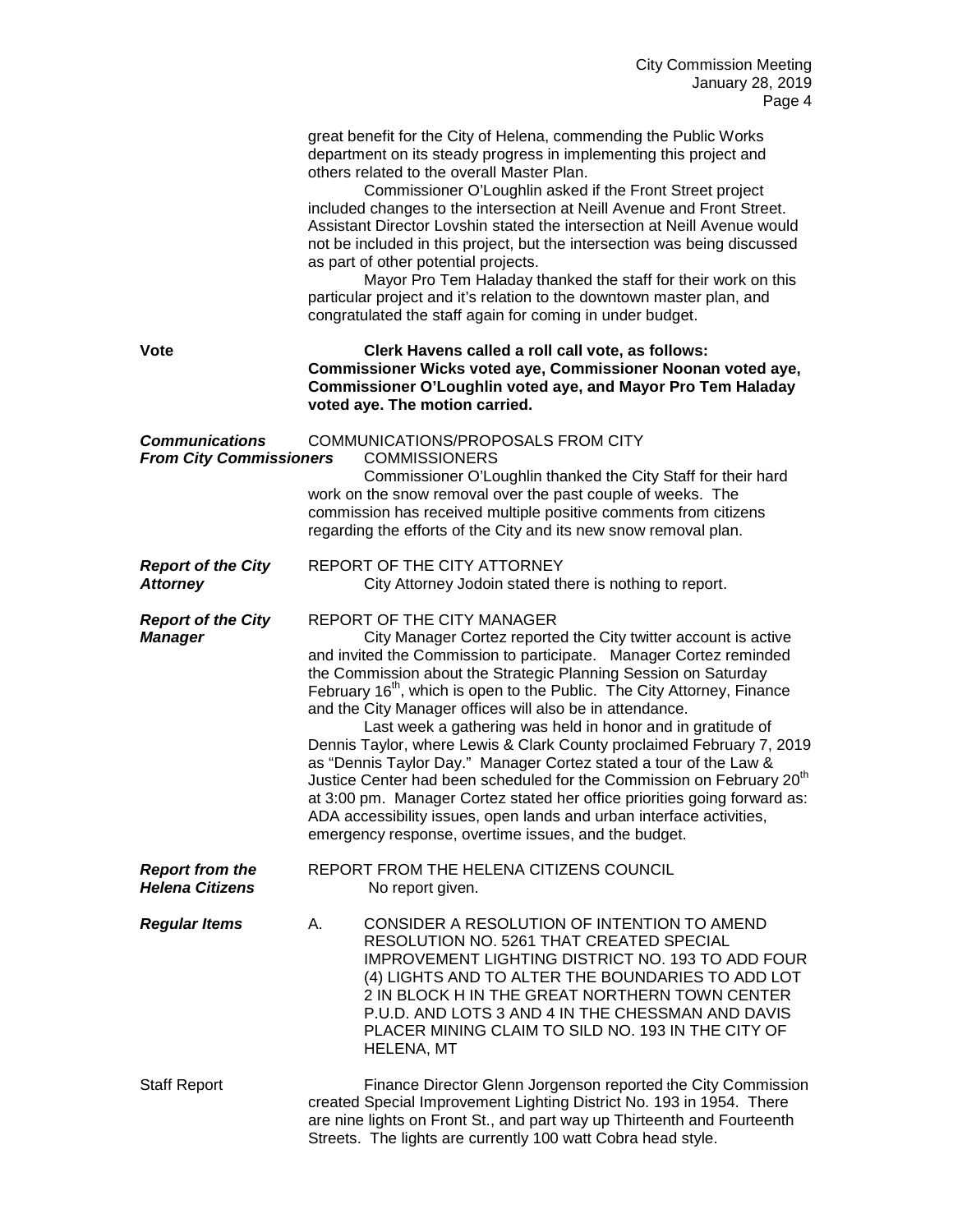great benefit for the City of Helena, commending the Public Works department on its steady progress in implementing this project and others related to the overall Master Plan.

Commissioner O'Loughlin asked if the Front Street project included changes to the intersection at Neill Avenue and Front Street. Assistant Director Lovshin stated the intersection at Neill Avenue would not be included in this project, but the intersection was being discussed as part of other potential projects.

Mayor Pro Tem Haladay thanked the staff for their work on this particular project and it's relation to the downtown master plan, and congratulated the staff again for coming in under budget.

**Vote**

**Clerk Havens called a roll call vote, as follows: Commissioner Wicks voted aye, Commissioner Noonan voted aye, Commissioner O'Loughlin voted aye, and Mayor Pro Tem Haladay voted aye. The motion carried.**

***Communications From City Commissioners***

COMMUNICATIONS/PROPOSALS FROM CITY COMMISSIONERS

Commissioner O'Loughlin thanked the City Staff for their hard work on the snow removal over the past couple of weeks. The commission has received multiple positive comments from citizens regarding the efforts of the City and its new snow removal plan.

***Report of the City Attorney***

REPORT OF THE CITY ATTORNEY

City Attorney Jodoin stated there is nothing to report.

***Report of the City Manager***

REPORT OF THE CITY MANAGER

City Manager Cortez reported the City twitter account is active and invited the Commission to participate. Manager Cortez reminded the Commission about the Strategic Planning Session on Saturday February 16th, which is open to the Public. The City Attorney, Finance and the City Manager offices will also be in attendance.

Last week a gathering was held in honor and in gratitude of Dennis Taylor, where Lewis & Clark County proclaimed February 7, 2019 as "Dennis Taylor Day." Manager Cortez stated a tour of the Law & Justice Center had been scheduled for the Commission on February 20th at 3:00 pm. Manager Cortez stated her office priorities going forward as: ADA accessibility issues, open lands and urban interface activities, emergency response, overtime issues, and the budget.

***Report from the Helena Citizens***

REPORT FROM THE HELENA CITIZENS COUNCIL

No report given.

***Regular Items***

A. CONSIDER A RESOLUTION OF INTENTION TO AMEND RESOLUTION NO. 5261 THAT CREATED SPECIAL IMPROVEMENT LIGHTING DISTRICT NO. 193 TO ADD FOUR (4) LIGHTS AND TO ALTER THE BOUNDARIES TO ADD LOT 2 IN BLOCK H IN THE GREAT NORTHERN TOWN CENTER P.U.D. AND LOTS 3 AND 4 IN THE CHESSMAN AND DAVIS PLACER MINING CLAIM TO SILD NO. 193 IN THE CITY OF HELENA, MT

Staff Report

Finance Director Glenn Jorgenson reported the City Commission created Special Improvement Lighting District No. 193 in 1954. There are nine lights on Front St., and part way up Thirteenth and Fourteenth Streets. The lights are currently 100 watt Cobra head style.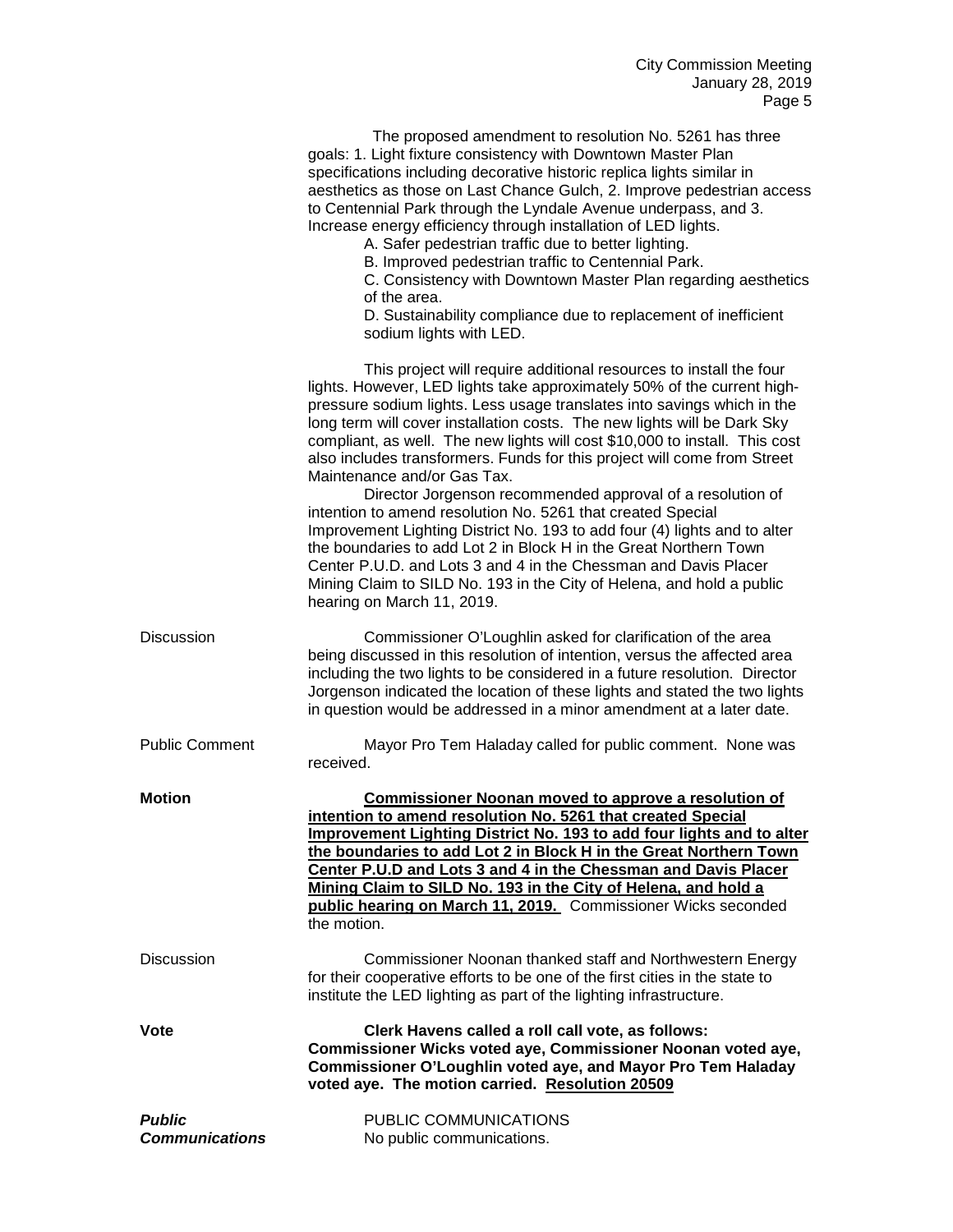The proposed amendment to resolution No. 5261 has three goals: 1. Light fixture consistency with Downtown Master Plan specifications including decorative historic replica lights similar in aesthetics as those on Last Chance Gulch, 2. Improve pedestrian access to Centennial Park through the Lyndale Avenue underpass, and 3. Increase energy efficiency through installation of LED lights.

A. Safer pedestrian traffic due to better lighting.
B. Improved pedestrian traffic to Centennial Park.
C. Consistency with Downtown Master Plan regarding aesthetics of the area.
D. Sustainability compliance due to replacement of inefficient sodium lights with LED.

This project will require additional resources to install the four lights. However, LED lights take approximately 50% of the current high-pressure sodium lights. Less usage translates into savings which in the long term will cover installation costs. The new lights will be Dark Sky compliant, as well. The new lights will cost $10,000 to install. This cost also includes transformers. Funds for this project will come from Street Maintenance and/or Gas Tax.

Director Jorgenson recommended approval of a resolution of intention to amend resolution No. 5261 that created Special Improvement Lighting District No. 193 to add four (4) lights and to alter the boundaries to add Lot 2 in Block H in the Great Northern Town Center P.U.D. and Lots 3 and 4 in the Chessman and Davis Placer Mining Claim to SILD No. 193 in the City of Helena, and hold a public hearing on March 11, 2019.

Discussion

Commissioner O'Loughlin asked for clarification of the area being discussed in this resolution of intention, versus the affected area including the two lights to be considered in a future resolution. Director Jorgenson indicated the location of these lights and stated the two lights in question would be addressed in a minor amendment at a later date.

Public Comment

Mayor Pro Tem Haladay called for public comment. None was received.

**Motion**

**Commissioner Noonan moved to approve a resolution of intention to amend resolution No. 5261 that created Special Improvement Lighting District No. 193 to add four lights and to alter the boundaries to add Lot 2 in Block H in the Great Northern Town Center P.U.D and Lots 3 and 4 in the Chessman and Davis Placer Mining Claim to SILD No. 193 in the City of Helena, and hold a public hearing on March 11, 2019.** Commissioner Wicks seconded the motion.

Discussion

Commissioner Noonan thanked staff and Northwestern Energy for their cooperative efforts to be one of the first cities in the state to institute the LED lighting as part of the lighting infrastructure.

**Vote**

**Clerk Havens called a roll call vote, as follows: Commissioner Wicks voted aye, Commissioner Noonan voted aye, Commissioner O'Loughlin voted aye, and Mayor Pro Tem Haladay voted aye. The motion carried. Resolution 20509**

***Public Communications***

PUBLIC COMMUNICATIONS
No public communications.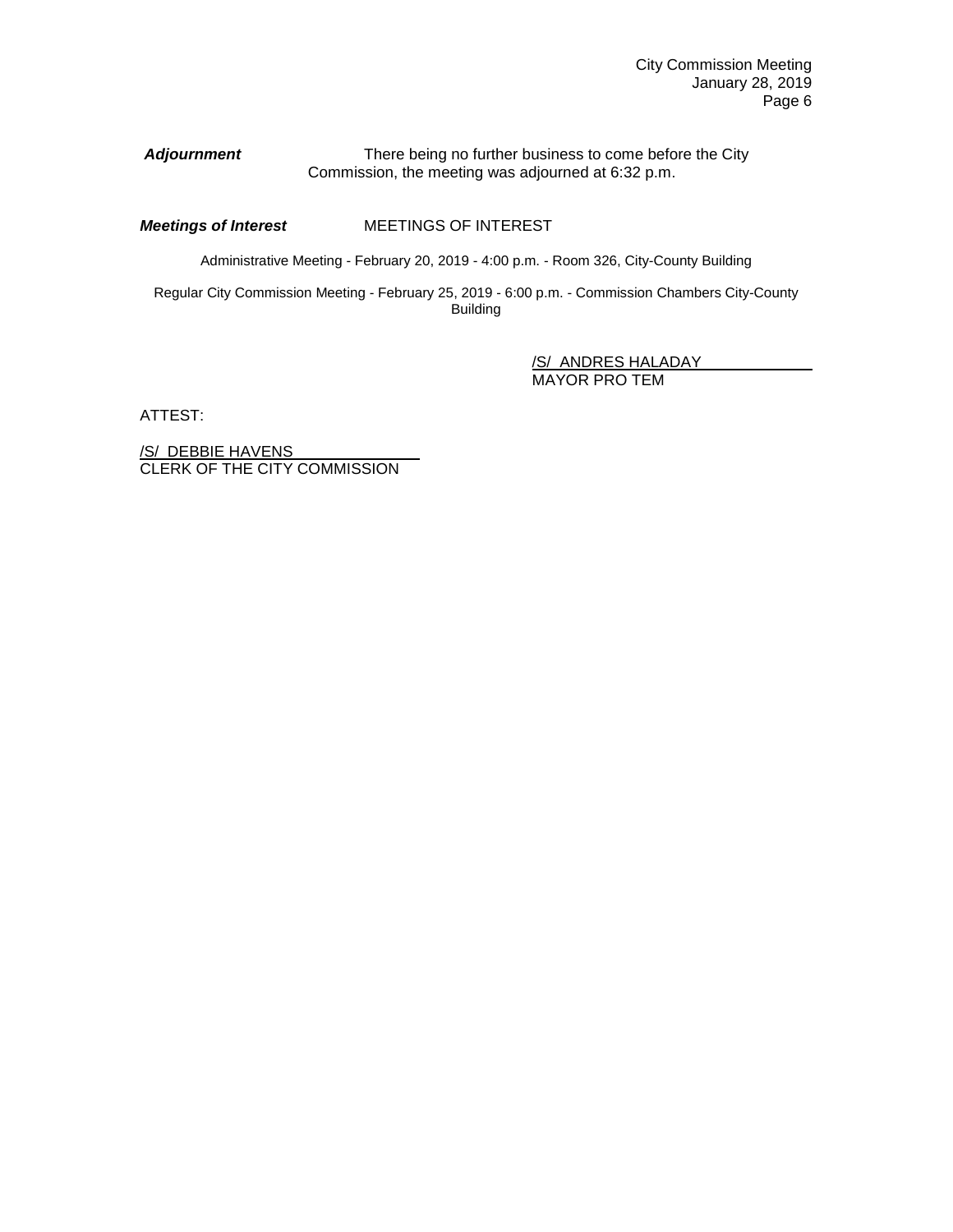***Adjournment*** There being no further business to come before the City Commission, the meeting was adjourned at 6:32 p.m.

***Meetings of Interest*** MEETINGS OF INTEREST

Administrative Meeting - February 20, 2019 - 4:00 p.m. - Room 326, City-County Building

Regular City Commission Meeting - February 25, 2019 - 6:00 p.m. - Commission Chambers City-County Building

/S/ ANDRES HALADAY
MAYOR PRO TEM

ATTEST:

/S/ DEBBIE HAVENS
CLERK OF THE CITY COMMISSION